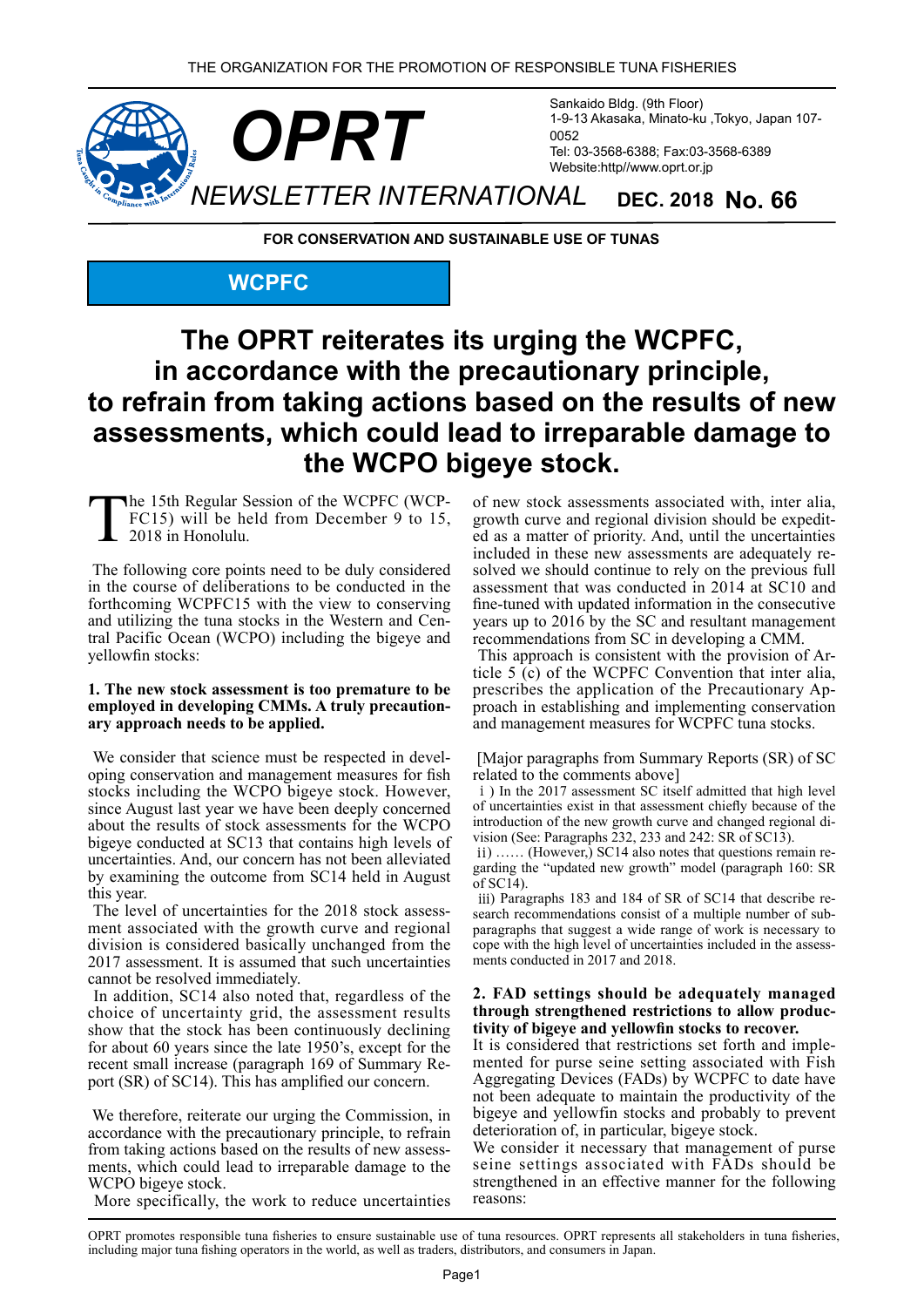THE ORGANIZATION FOR THE PROMOTION OF RESPONSIBLE TUNA FISHERIES

# OPRT

Sankaido Bldg. (9th Floor)
1-9-13 Akasaka, Minato-ku ,Tokyo, Japan 107-0052
Tel: 03-3568-6388; Fax:03-3568-6389
Website:http//www.oprt.or.jp

*NEWSLETTER INTERNATIONAL* **DEC. 2018 No. 66**

**FOR CONSERVATION AND SUSTAINABLE USE OF TUNAS**

**WCPFC**

# The OPRT reiterates its urging the WCPFC, in accordance with the precautionary principle, to refrain from taking actions based on the results of new assessments, which could lead to irreparable damage to the WCPO bigeye stock.

The 15th Regular Session of the WCPFC (WCPFC15) will be held from December 9 to 15, 2018 in Honolulu.

The following core points need to be duly considered in the course of deliberations to be conducted in the forthcoming WCPFC15 with the view to conserving and utilizing the tuna stocks in the Western and Central Pacific Ocean (WCPO) including the bigeye and yellowfin stocks:

**1. The new stock assessment is too premature to be employed in developing CMMs. A truly precautionary approach needs to be applied.**

We consider that science must be respected in developing conservation and management measures for fish stocks including the WCPO bigeye stock. However, since August last year we have been deeply concerned about the results of stock assessments for the WCPO bigeye conducted at SC13 that contains high levels of uncertainties. And, our concern has not been alleviated by examining the outcome from SC14 held in August this year.

The level of uncertainties for the 2018 stock assessment associated with the growth curve and regional division is considered basically unchanged from the 2017 assessment. It is assumed that such uncertainties cannot be resolved immediately.

In addition, SC14 also noted that, regardless of the choice of uncertainty grid, the assessment results show that the stock has been continuously declining for about 60 years since the late 1950's, except for the recent small increase (paragraph 169 of Summary Report (SR) of SC14). This has amplified our concern.

We therefore, reiterate our urging the Commission, in accordance with the precautionary principle, to refrain from taking actions based on the results of new assessments, which could lead to irreparable damage to the WCPO bigeye stock.

More specifically, the work to reduce uncertainties of new stock assessments associated with, inter alia, growth curve and regional division should be expedited as a matter of priority. And, until the uncertainties included in these new assessments are adequately resolved we should continue to rely on the previous full assessment that was conducted in 2014 at SC10 and fine-tuned with updated information in the consecutive years up to 2016 by the SC and resultant management recommendations from SC in developing a CMM.

This approach is consistent with the provision of Article 5 (c) of the WCPFC Convention that inter alia, prescribes the application of the Precautionary Approach in establishing and implementing conservation and management measures for WCPFC tuna stocks.

[Major paragraphs from Summary Reports (SR) of SC related to the comments above]

i ) In the 2017 assessment SC itself admitted that high level of uncertainties exist in that assessment chiefly because of the introduction of the new growth curve and changed regional division (See: Paragraphs 232, 233 and 242: SR of SC13).

ii) …… (However,) SC14 also notes that questions remain regarding the "updated new growth" model (paragraph 160: SR of SC14).

iii) Paragraphs 183 and 184 of SR of SC14 that describe research recommendations consist of a multiple number of sub-paragraphs that suggest a wide range of work is necessary to cope with the high level of uncertainties included in the assessments conducted in 2017 and 2018.

**2. FAD settings should be adequately managed through strengthened restrictions to allow productivity of bigeye and yellowfin stocks to recover.**

It is considered that restrictions set forth and implemented for purse seine setting associated with Fish Aggregating Devices (FADs) by WCPFC to date have not been adequate to maintain the productivity of the bigeye and yellowfin stocks and probably to prevent deterioration of, in particular, bigeye stock.

We consider it necessary that management of purse seine settings associated with FADs should be strengthened in an effective manner for the following reasons:

OPRT promotes responsible tuna fisheries to ensure sustainable use of tuna resources. OPRT represents all stakeholders in tuna fisheries, including major tuna fishing operators in the world, as well as traders, distributors, and consumers in Japan.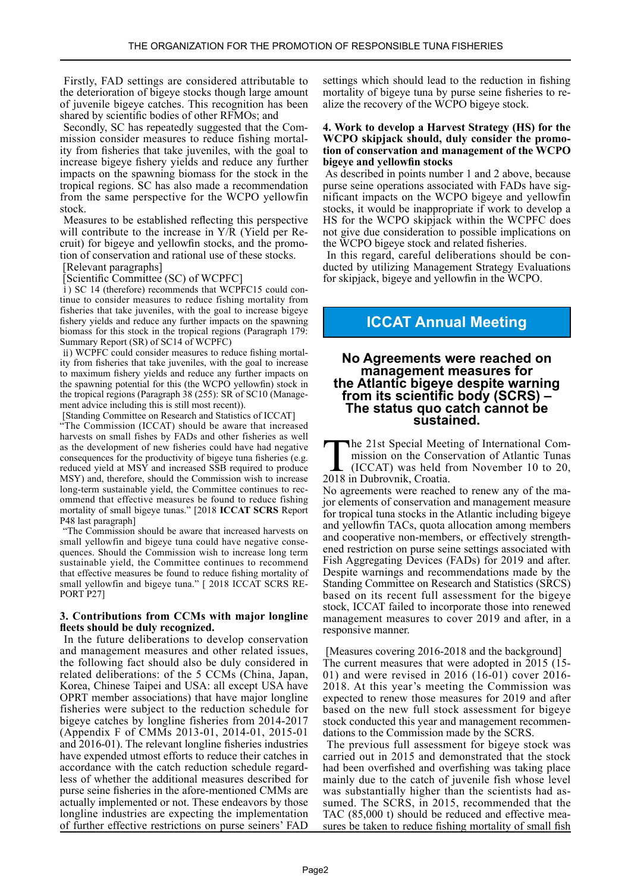Firstly, FAD settings are considered attributable to the deterioration of bigeye stocks though large amount of juvenile bigeye catches. This recognition has been shared by scientific bodies of other RFMOs; and

Secondly, SC has repeatedly suggested that the Commission consider measures to reduce fishing mortality from fisheries that take juveniles, with the goal to increase bigeye fishery yields and reduce any further impacts on the spawning biomass for the stock in the tropical regions. SC has also made a recommendation from the same perspective for the WCPO yellowfin stock.

Measures to be established reflecting this perspective will contribute to the increase in Y/R (Yield per Recruit) for bigeye and yellowfin stocks, and the promotion of conservation and rational use of these stocks.

[Relevant paragraphs]

[Scientific Committee (SC) of WCPFC]

ⅰ) SC 14 (therefore) recommends that WCPFC15 could continue to consider measures to reduce fishing mortality from fisheries that take juveniles, with the goal to increase bigeye fishery yields and reduce any further impacts on the spawning biomass for this stock in the tropical regions (Paragraph 179: Summary Report (SR) of SC14 of WCPFC)

ⅱ) WCPFC could consider measures to reduce fishing mortality from fisheries that take juveniles, with the goal to increase to maximum fishery yields and reduce any further impacts on the spawning potential for this (the WCPO yellowfin) stock in the tropical regions (Paragraph 38 (255): SR of SC10 (Management advice including this is still most recent)).

[Standing Committee on Research and Statistics of ICCAT]

"The Commission (ICCAT) should be aware that increased harvests on small fishes by FADs and other fisheries as well as the development of new fisheries could have had negative consequences for the productivity of bigeye tuna fisheries (e.g. reduced yield at MSY and increased SSB required to produce MSY) and, therefore, should the Commission wish to increase long-term sustainable yield, the Committee continues to recommend that effective measures be found to reduce fishing mortality of small bigeye tunas." [2018 **ICCAT SCRS** Report P48 last paragraph]

"The Commission should be aware that increased harvests on small yellowfin and bigeye tuna could have negative consequences. Should the Commission wish to increase long term sustainable yield, the Committee continues to recommend that effective measures be found to reduce fishing mortality of small yellowfin and bigeye tuna." [ 2018 ICCAT SCRS REPORT P27]

**3. Contributions from CCMs with major longline fleets should be duly recognized.**

In the future deliberations to develop conservation and management measures and other related issues, the following fact should also be duly considered in related deliberations: of the 5 CCMs (China, Japan, Korea, Chinese Taipei and USA: all except USA have OPRT member associations) that have major longline fisheries were subject to the reduction schedule for bigeye catches by longline fisheries from 2014-2017 (Appendix F of CMMs 2013-01, 2014-01, 2015-01 and 2016-01). The relevant longline fisheries industries have expended utmost efforts to reduce their catches in accordance with the catch reduction schedule regardless of whether the additional measures described for purse seine fisheries in the afore-mentioned CMMs are actually implemented or not. These endeavors by those longline industries are expecting the implementation of further effective restrictions on purse seiners' FAD settings which should lead to the reduction in fishing mortality of bigeye tuna by purse seine fisheries to realize the recovery of the WCPO bigeye stock.

**4. Work to develop a Harvest Strategy (HS) for the WCPO skipjack should, duly consider the promotion of conservation and management of the WCPO bigeye and yellowfin stocks**

As described in points number 1 and 2 above, because purse seine operations associated with FADs have significant impacts on the WCPO bigeye and yellowfin stocks, it would be inappropriate if work to develop a HS for the WCPO skipjack within the WCPFC does not give due consideration to possible implications on the WCPO bigeye stock and related fisheries.

In this regard, careful deliberations should be conducted by utilizing Management Strategy Evaluations for skipjack, bigeye and yellowfin in the WCPO.

## ICCAT Annual Meeting

### No Agreements were reached on management measures for the Atlantic bigeye despite warning from its scientific body (SCRS) – The status quo catch cannot be sustained.

The 21st Special Meeting of International Commission on the Conservation of Atlantic Tunas (ICCAT) was held from November 10 to 20, 2018 in Dubrovnik, Croatia.

No agreements were reached to renew any of the major elements of conservation and management measure for tropical tuna stocks in the Atlantic including bigeye and yellowfin TACs, quota allocation among members and cooperative non-members, or effectively strengthened restriction on purse seine settings associated with Fish Aggregating Devices (FADs) for 2019 and after. Despite warnings and recommendations made by the Standing Committee on Research and Statistics (SRCS) based on its recent full assessment for the bigeye stock, ICCAT failed to incorporate those into renewed management measures to cover 2019 and after, in a responsive manner.

[Measures covering 2016-2018 and the background]

The current measures that were adopted in 2015 (15-01) and were revised in 2016 (16-01) cover 2016-2018. At this year's meeting the Commission was expected to renew those measures for 2019 and after based on the new full stock assessment for bigeye stock conducted this year and management recommendations to the Commission made by the SCRS.

The previous full assessment for bigeye stock was carried out in 2015 and demonstrated that the stock had been overfished and overfishing was taking place mainly due to the catch of juvenile fish whose level was substantially higher than the scientists had assumed. The SCRS, in 2015, recommended that the TAC (85,000 t) should be reduced and effective measures be taken to reduce fishing mortality of small fish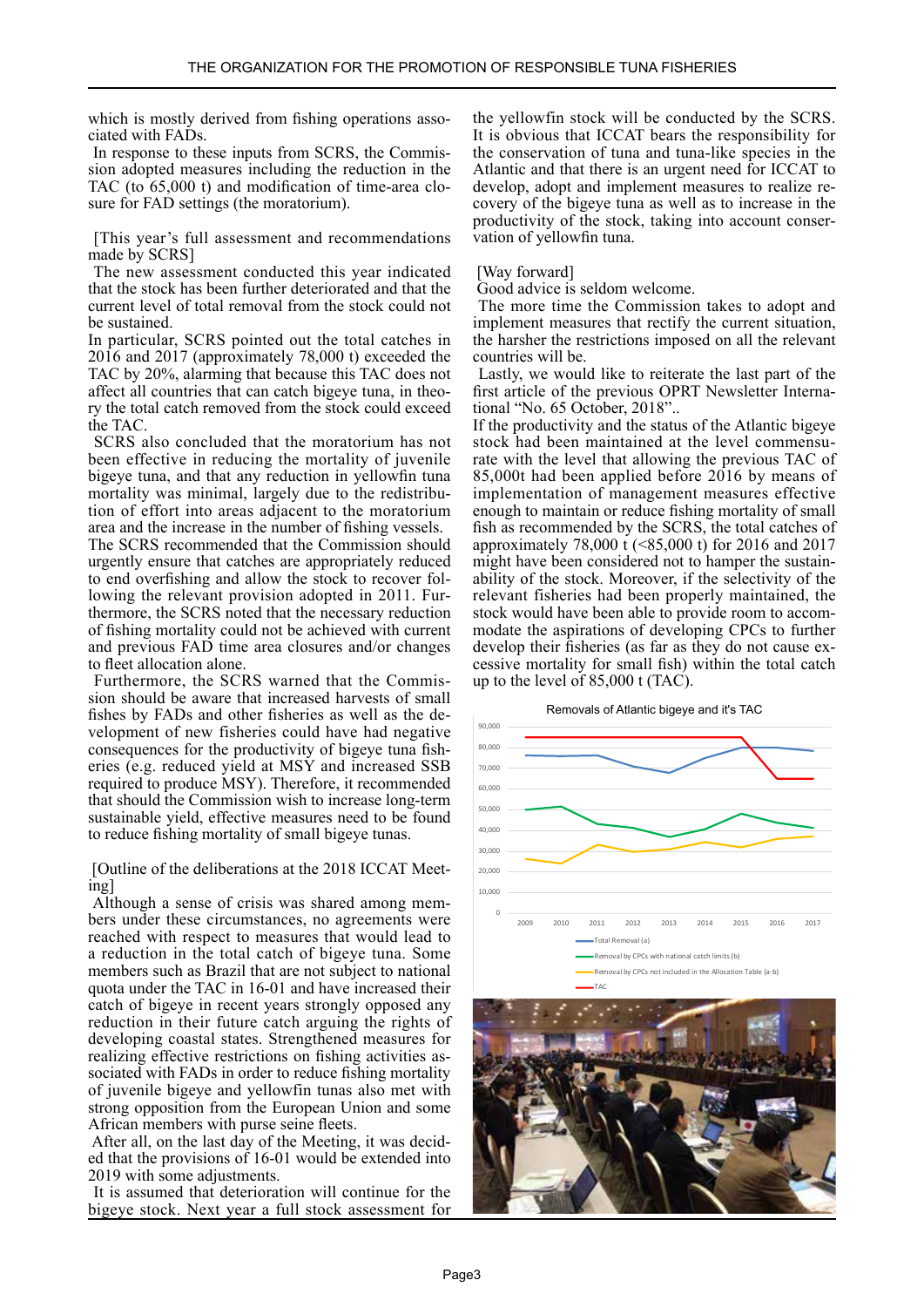which is mostly derived from fishing operations associated with FADs.

In response to these inputs from SCRS, the Commission adopted measures including the reduction in the TAC (to 65,000 t) and modification of time-area closure for FAD settings (the moratorium).

[This year's full assessment and recommendations made by SCRS]

The new assessment conducted this year indicated that the stock has been further deteriorated and that the current level of total removal from the stock could not be sustained.

In particular, SCRS pointed out the total catches in 2016 and 2017 (approximately 78,000 t) exceeded the TAC by 20%, alarming that because this TAC does not affect all countries that can catch bigeye tuna, in theory the total catch removed from the stock could exceed the TAC.

SCRS also concluded that the moratorium has not been effective in reducing the mortality of juvenile bigeye tuna, and that any reduction in yellowfin tuna mortality was minimal, largely due to the redistribution of effort into areas adjacent to the moratorium area and the increase in the number of fishing vessels.

The SCRS recommended that the Commission should urgently ensure that catches are appropriately reduced to end overfishing and allow the stock to recover following the relevant provision adopted in 2011. Furthermore, the SCRS noted that the necessary reduction of fishing mortality could not be achieved with current and previous FAD time area closures and/or changes to fleet allocation alone.

Furthermore, the SCRS warned that the Commission should be aware that increased harvests of small fishes by FADs and other fisheries as well as the development of new fisheries could have had negative consequences for the productivity of bigeye tuna fisheries (e.g. reduced yield at MSY and increased SSB required to produce MSY). Therefore, it recommended that should the Commission wish to increase long-term sustainable yield, effective measures need to be found to reduce fishing mortality of small bigeye tunas.

[Outline of the deliberations at the 2018 ICCAT Meeting]

Although a sense of crisis was shared among members under these circumstances, no agreements were reached with respect to measures that would lead to a reduction in the total catch of bigeye tuna. Some members such as Brazil that are not subject to national quota under the TAC in 16-01 and have increased their catch of bigeye in recent years strongly opposed any reduction in their future catch arguing the rights of developing coastal states. Strengthened measures for realizing effective restrictions on fishing activities associated with FADs in order to reduce fishing mortality of juvenile bigeye and yellowfin tunas also met with strong opposition from the European Union and some African members with purse seine fleets.

After all, on the last day of the Meeting, it was decided that the provisions of 16-01 would be extended into 2019 with some adjustments.

It is assumed that deterioration will continue for the bigeye stock. Next year a full stock assessment for the yellowfin stock will be conducted by the SCRS. It is obvious that ICCAT bears the responsibility for the conservation of tuna and tuna-like species in the Atlantic and that there is an urgent need for ICCAT to develop, adopt and implement measures to realize recovery of the bigeye tuna as well as to increase in the productivity of the stock, taking into account conservation of yellowfin tuna.

[Way forward]

Good advice is seldom welcome.

The more time the Commission takes to adopt and implement measures that rectify the current situation, the harsher the restrictions imposed on all the relevant countries will be.

Lastly, we would like to reiterate the last part of the first article of the previous OPRT Newsletter International "No. 65 October, 2018"..

If the productivity and the status of the Atlantic bigeye stock had been maintained at the level commensurate with the level that allowing the previous TAC of 85,000t had been applied before 2016 by means of implementation of management measures effective enough to maintain or reduce fishing mortality of small fish as recommended by the SCRS, the total catches of approximately 78,000 t (<85,000 t) for 2016 and 2017 might have been considered not to hamper the sustainability of the stock. Moreover, if the selectivity of the relevant fisheries had been properly maintained, the stock would have been able to provide room to accommodate the aspirations of developing CPCs to further develop their fisheries (as far as they do not cause excessive mortality for small fish) within the total catch up to the level of 85,000 t (TAC).

Removals of Atlantic bigeye and it's TAC

Legend: Total Removal (a); Removal by CPCs with national catch limits (b); Removal by CPCs not included in the Allocation Table (a-b); TAC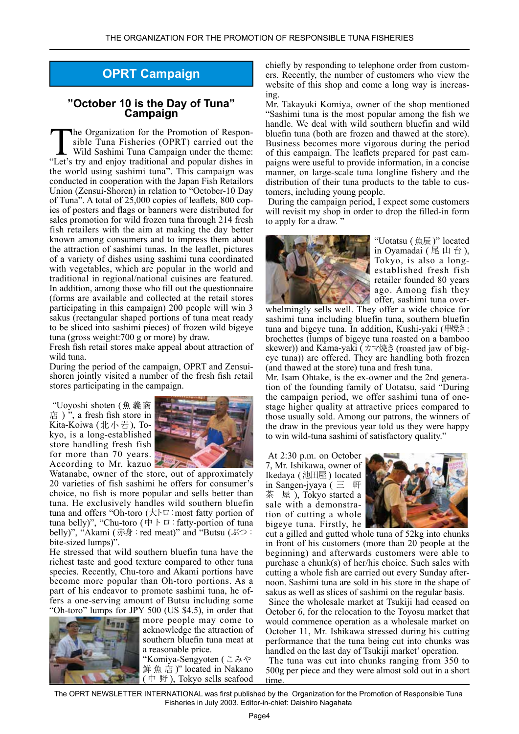## OPRT Campaign

### "October 10 is the Day of Tuna" Campaign

The Organization for the Promotion of Responsible Tuna Fisheries (OPRT) carried out the Wild Sashimi Tuna Campaign under the theme: "Let's try and enjoy traditional and popular dishes in the world using sashimi tuna". This campaign was conducted in cooperation with the Japan Fish Retailors Union (Zensui-Shoren) in relation to "October-10 Day of Tuna". A total of 25,000 copies of leaflets, 800 copies of posters and flags or banners were distributed for sales promotion for wild frozen tuna through 214 fresh fish retailers with the aim at making the day better known among consumers and to impress them about the attraction of sashimi tunas. In the leaflet, pictures of a variety of dishes using sashimi tuna coordinated with vegetables, which are popular in the world and traditional in regional/national cuisines are featured. In addition, among those who fill out the questionnaire (forms are available and collected at the retail stores participating in this campaign) 200 people will win 3 sakus (rectangular shaped portions of tuna meat ready to be sliced into sashimi pieces) of frozen wild bigeye tuna (gross weight:700 g or more) by draw.

Fresh fish retail stores make appeal about attraction of wild tuna.

During the period of the campaign, OPRT and Zensui-shoren jointly visited a number of the fresh fish retail stores participating in the campaign.

"Uoyoshi shoten (魚義商店)", a fresh fish store in Kita-Koiwa (北小岩), Tokyo, is a long-established store handling fresh fish for more than 70 years. According to Mr. kazuo Watanabe, owner of the store, out of approximately 20 varieties of fish sashimi he offers for consumer's choice, no fish is more popular and sells better than tuna. He exclusively handles wild southern bluefin tuna and offers "Oh-toro (大トロ: most fatty portion of tuna belly)", "Chu-toro (中トロ: fatty-portion of tuna belly)", "Akami (赤身: red meat)" and "Butsu (ぶつ: bite-sized lumps)".

He stressed that wild southern bluefin tuna have the richest taste and good texture compared to other tuna species. Recently, Chu-toro and Akami portions have become more popular than Oh-toro portions. As a part of his endeavor to promote sashimi tuna, he offers a one-serving amount of Butsu including some "Oh-toro" lumps for JPY 500 (US $4.5), in order that more people may come to acknowledge the attraction of southern bluefin tuna meat at a reasonable price.

"Komiya-Sengyoten (こみや鮮魚店)" located in Nakano (中野), Tokyo sells seafood chiefly by responding to telephone order from customers. Recently, the number of customers who view the website of this shop and come a long way is increasing.

Mr. Takayuki Komiya, owner of the shop mentioned "Sashimi tuna is the most popular among the fish we handle. We deal with wild southern bluefin and wild bluefin tuna (both are frozen and thawed at the store). Business becomes more vigorous during the period of this campaign. The leaflets prepared for past campaigns were useful to provide information, in a concise manner, on large-scale tuna longline fishery and the distribution of their tuna products to the table to customers, including young people.

During the campaign period, I expect some customers will revisit my shop in order to drop the filled-in form to apply for a draw."

"Uotatsu (魚辰)" located in Oyamadai (尾山台), Tokyo, is also a long-established fresh fish retailer founded 80 years ago. Among fish they offer, sashimi tuna overwhelmingly sells well. They offer a wide choice for sashimi tuna including bluefin tuna, southern bluefin tuna and bigeye tuna. In addition, Kushi-yaki (串焼き: brochettes (lumps of bigeye tuna roasted on a bamboo skewer)) and Kama-yaki (カマ焼き (roasted jaw of bigeye tuna)) are offered. They are handling both frozen (and thawed at the store) tuna and fresh tuna.

Mr. Isam Ohtake, is the ex-owner and the 2nd generation of the founding family of Uotatsu, said "During the campaign period, we offer sashimi tuna of one-stage higher quality at attractive prices compared to those usually sold. Among our patrons, the winners of the draw in the previous year told us they were happy to win wild-tuna sashimi of satisfactory quality."

At 2:30 p.m. on October 7, Mr. Ishikawa, owner of Ikedaya (池田屋) located in Sangen-jyaya (三軒茶屋), Tokyo started a sale with a demonstration of cutting a whole bigeye tuna. Firstly, he cut a gilled and gutted whole tuna of 52kg into chunks in front of his customers (more than 20 people at the beginning) and afterwards customers were able to purchase a chunk(s) of her/his choice. Such sales with cutting a whole fish are carried out every Sunday afternoon. Sashimi tuna are sold in his store in the shape of sakus as well as slices of sashimi on the regular basis.

Since the wholesale market at Tsukiji had ceased on October 6, for the relocation to the Toyosu market that would commence operation as a wholesale market on October 11, Mr. Ishikawa stressed during his cutting performance that the tuna being cut into chunks was handled on the last day of Tsukiji market' operation.

The tuna was cut into chunks ranging from 350 to 500g per piece and they were almost sold out in a short time.

The OPRT NEWSLETTER INTERNATIONAL was first published by the Organization for the Promotion of Responsible Tuna Fisheries in July 2003. Editor-in-chief: Daishiro Nagahata